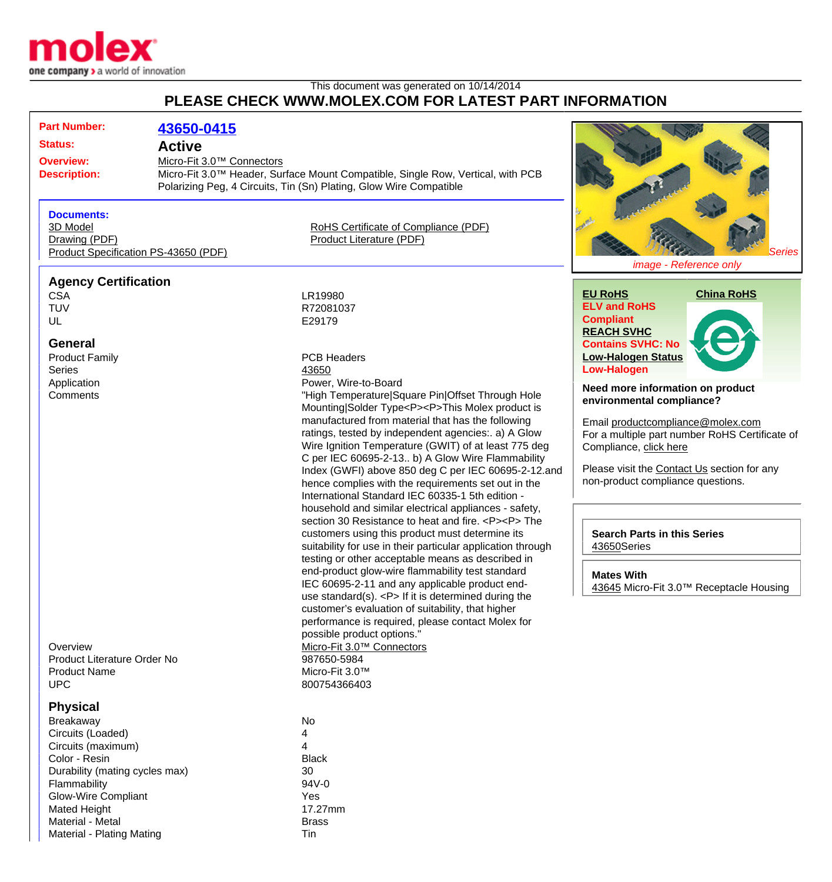molex
one company > a world of innovation

This document was generated on 10/14/2014

# PLEASE CHECK WWW.MOLEX.COM FOR LATEST PART INFORMATION

**Part Number:** 43650-0415
**Status:** Active
**Overview:** Micro-Fit 3.0™ Connectors
**Description:** Micro-Fit 3.0™ Header, Surface Mount Compatible, Single Row, Vertical, with PCB Polarizing Peg, 4 Circuits, Tin (Sn) Plating, Glow Wire Compatible

**Documents:**
- 3D Model
- Drawing (PDF)
- Product Specification PS-43650 (PDF)
- RoHS Certificate of Compliance (PDF)
- Product Literature (PDF)

*Series image - Reference only*

**EU RoHS** | **China RoHS**
ELV and RoHS Compliant
**REACH SVHC**
Contains SVHC: No
**Low-Halogen Status**
Low-Halogen

**Need more information on product environmental compliance?**

Email productcompliance@molex.com
For a multiple part number RoHS Certificate of Compliance, click here

Please visit the Contact Us section for any non-product compliance questions.

**Search Parts in this Series**
43650Series

**Mates With**
43645 Micro-Fit 3.0™ Receptacle Housing

## Agency Certification

| | |
|---|---|
| CSA | LR19980 |
| TUV | R72081037 |
| UL | E29179 |

## General

| | |
|---|---|
| Product Family | PCB Headers |
| Series | 43650 |
| Application | Power, Wire-to-Board |
| Comments | "High Temperature\|Square Pin\|Offset Through Hole Mounting\|Solder Type<P><P>This Molex product is manufactured from material that has the following ratings, tested by independent agencies:. a) A Glow Wire Ignition Temperature (GWIT) of at least 775 deg C per IEC 60695-2-13.. b) A Glow Wire Flammability Index (GWFI) above 850 deg C per IEC 60695-2-12.and hence complies with the requirements set out in the International Standard IEC 60335-1 5th edition - household and similar electrical appliances - safety, section 30 Resistance to heat and fire. <P><P> The customers using this product must determine its suitability for use in their particular application through testing or other acceptable means as described in end-product glow-wire flammability test standard IEC 60695-2-11 and any applicable product end-use standard(s). <P> If it is determined during the customer's evaluation of suitability, that higher performance is required, please contact Molex for possible product options." |
| Overview | Micro-Fit 3.0™ Connectors |
| Product Literature Order No | 987650-5984 |
| Product Name | Micro-Fit 3.0™ |
| UPC | 800754366403 |

## Physical

| | |
|---|---|
| Breakaway | No |
| Circuits (Loaded) | 4 |
| Circuits (maximum) | 4 |
| Color - Resin | Black |
| Durability (mating cycles max) | 30 |
| Flammability | 94V-0 |
| Glow-Wire Compliant | Yes |
| Mated Height | 17.27mm |
| Material - Metal | Brass |
| Material - Plating Mating | Tin |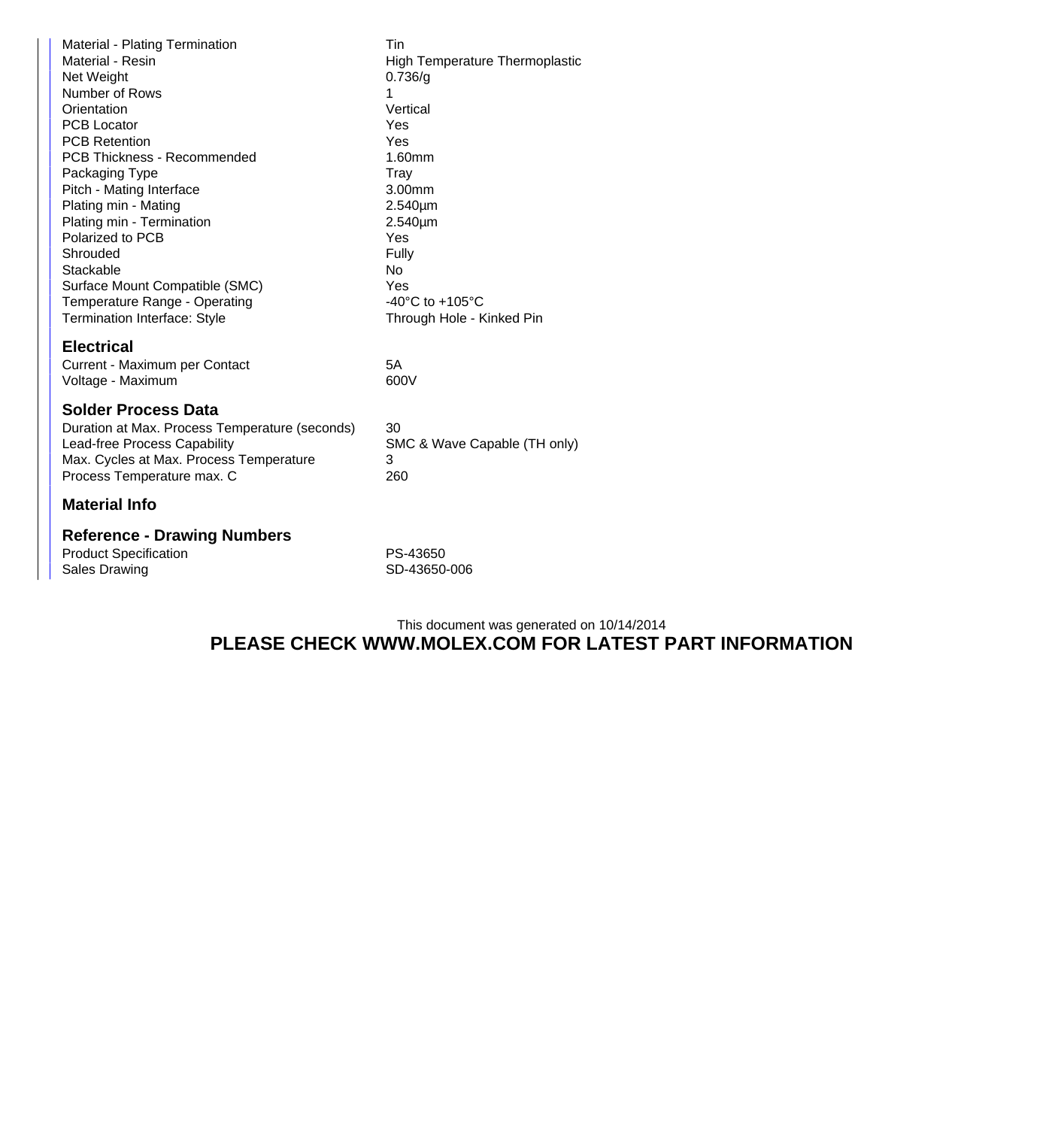| | |
|---|---|
| Material - Plating Termination | Tin |
| Material - Resin | High Temperature Thermoplastic |
| Net Weight | 0.736/g |
| Number of Rows | 1 |
| Orientation | Vertical |
| PCB Locator | Yes |
| PCB Retention | Yes |
| PCB Thickness - Recommended | 1.60mm |
| Packaging Type | Tray |
| Pitch - Mating Interface | 3.00mm |
| Plating min - Mating | 2.540µm |
| Plating min - Termination | 2.540µm |
| Polarized to PCB | Yes |
| Shrouded | Fully |
| Stackable | No |
| Surface Mount Compatible (SMC) | Yes |
| Temperature Range - Operating | -40°C to +105°C |
| Termination Interface: Style | Through Hole - Kinked Pin |

## Electrical

| | |
|---|---|
| Current - Maximum per Contact | 5A |
| Voltage - Maximum | 600V |

## Solder Process Data

| | |
|---|---|
| Duration at Max. Process Temperature (seconds) | 30 |
| Lead-free Process Capability | SMC & Wave Capable (TH only) |
| Max. Cycles at Max. Process Temperature | 3 |
| Process Temperature max. C | 260 |

## Material Info

## Reference - Drawing Numbers

| | |
|---|---|
| Product Specification | PS-43650 |
| Sales Drawing | SD-43650-006 |

This document was generated on 10/14/2014

**PLEASE CHECK WWW.MOLEX.COM FOR LATEST PART INFORMATION**